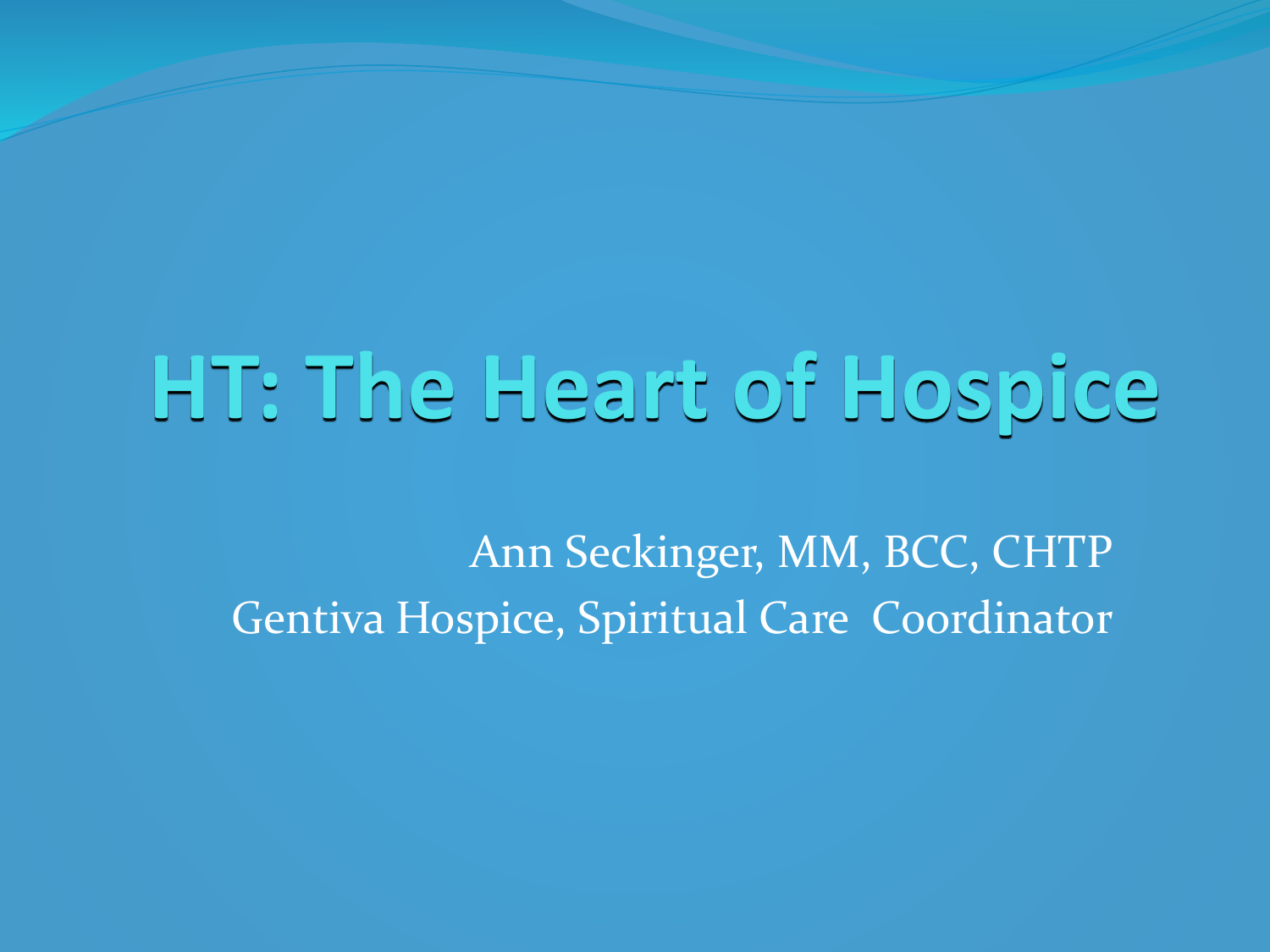# HT: The Heart of Hospice

Ann Seckinger, MM, BCC, CHTP

Gentiva Hospice, Spiritual Care Coordinator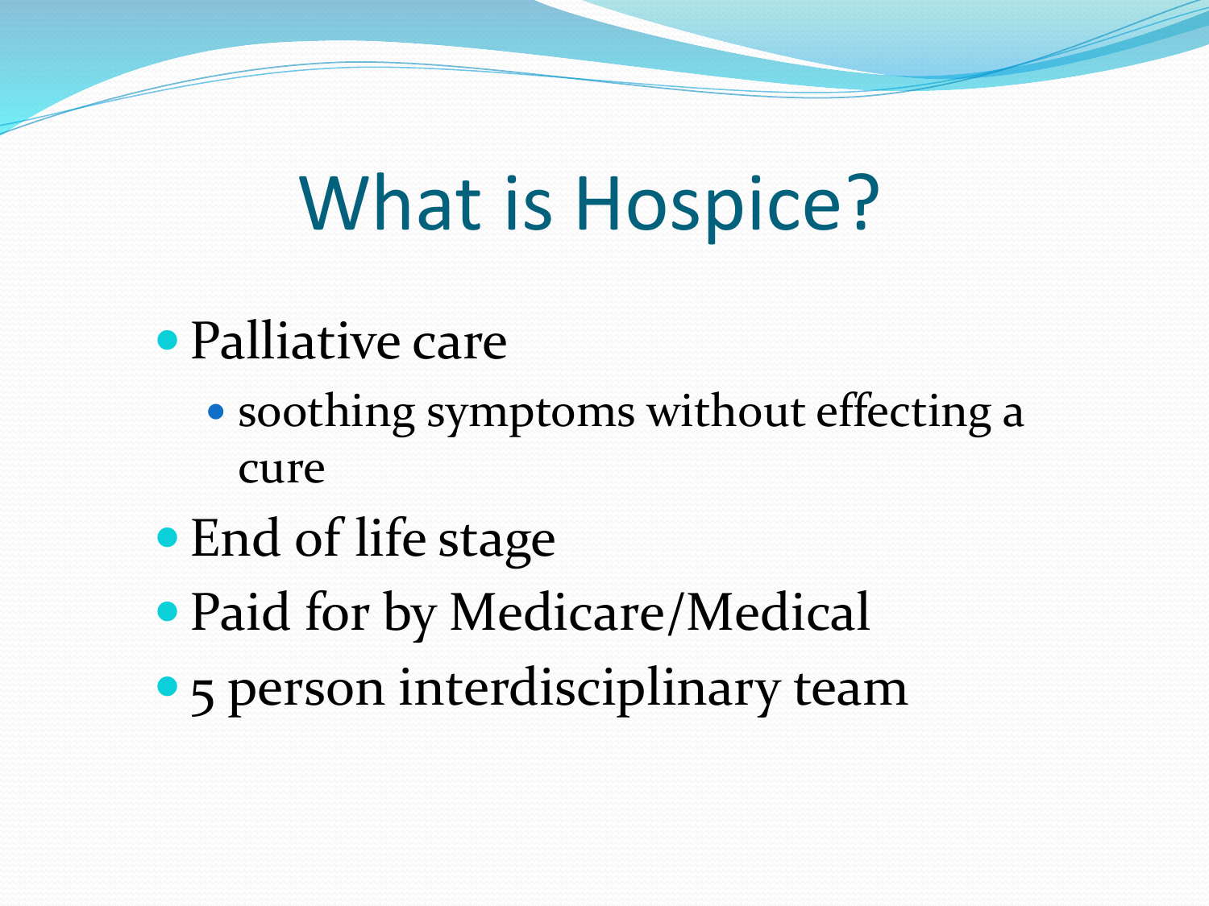# What is Hospice?

- Palliative care
  - soothing symptoms without effecting a cure
- End of life stage
- Paid for by Medicare/Medical
- 5 person interdisciplinary team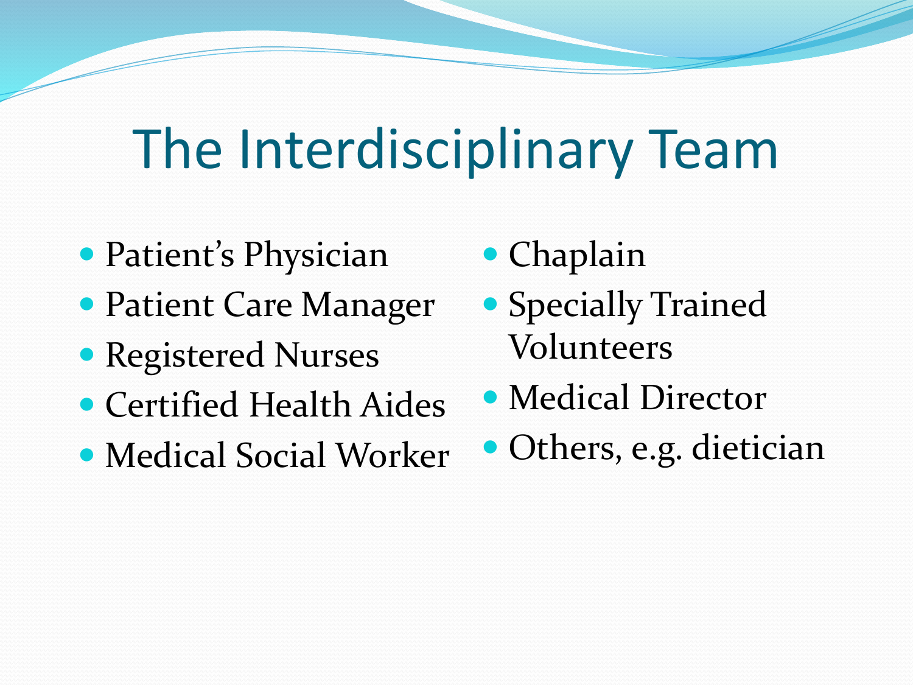# The Interdisciplinary Team

- Patient's Physician
- Patient Care Manager
- Registered Nurses
- Certified Health Aides
- Medical Social Worker
- Chaplain
- Specially Trained Volunteers
- Medical Director
- Others, e.g. dietician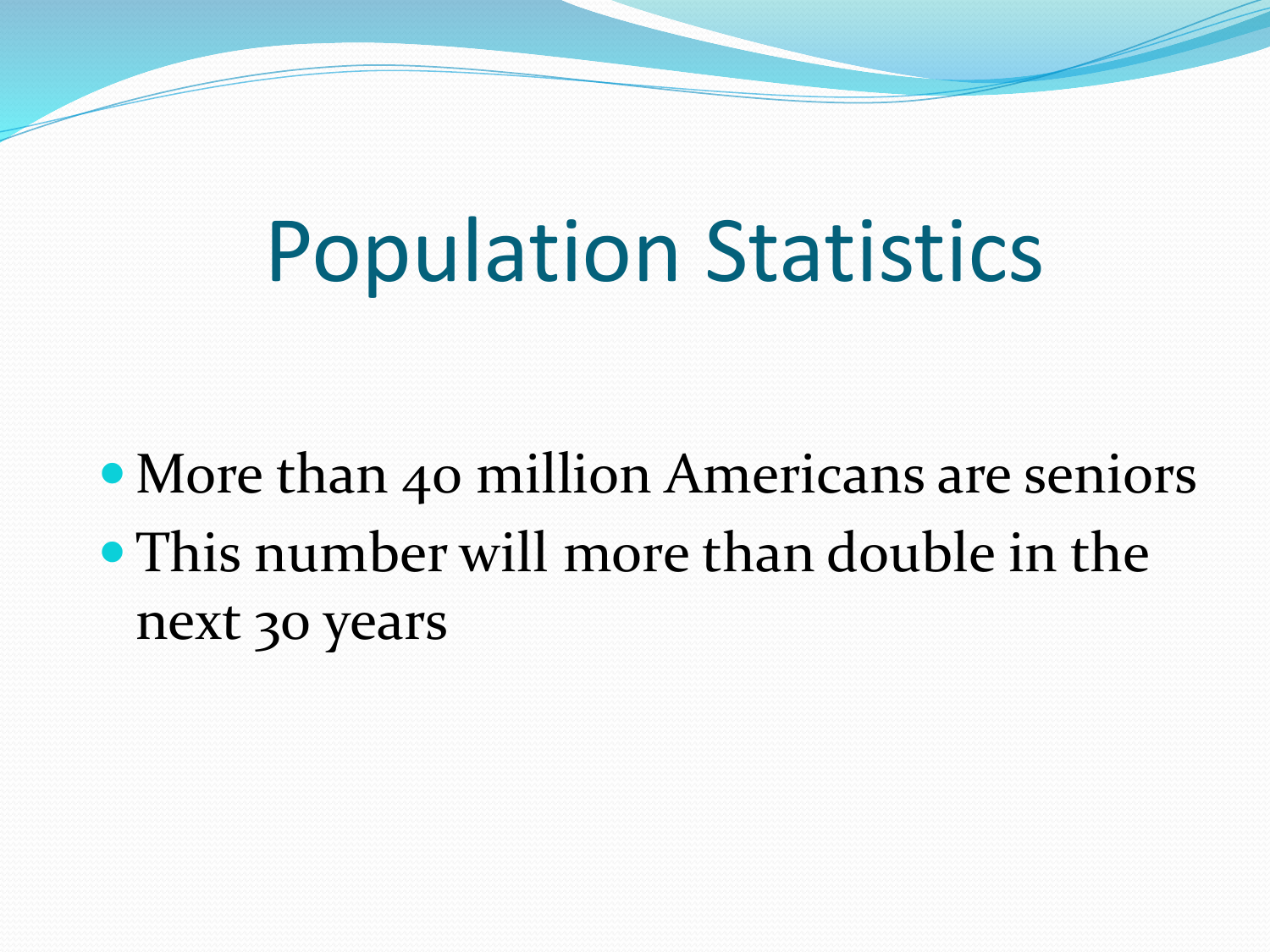# Population Statistics

- More than 40 million Americans are seniors
- This number will more than double in the next 30 years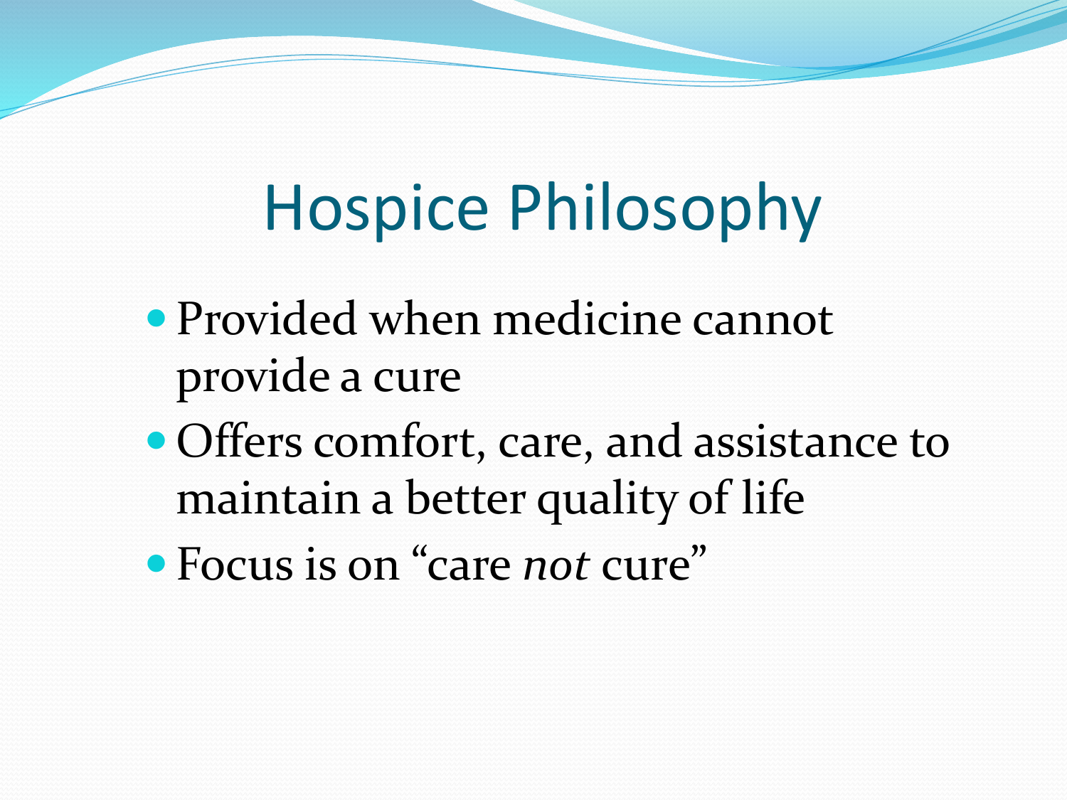# Hospice Philosophy

- Provided when medicine cannot provide a cure
- Offers comfort, care, and assistance to maintain a better quality of life
- Focus is on "care *not* cure"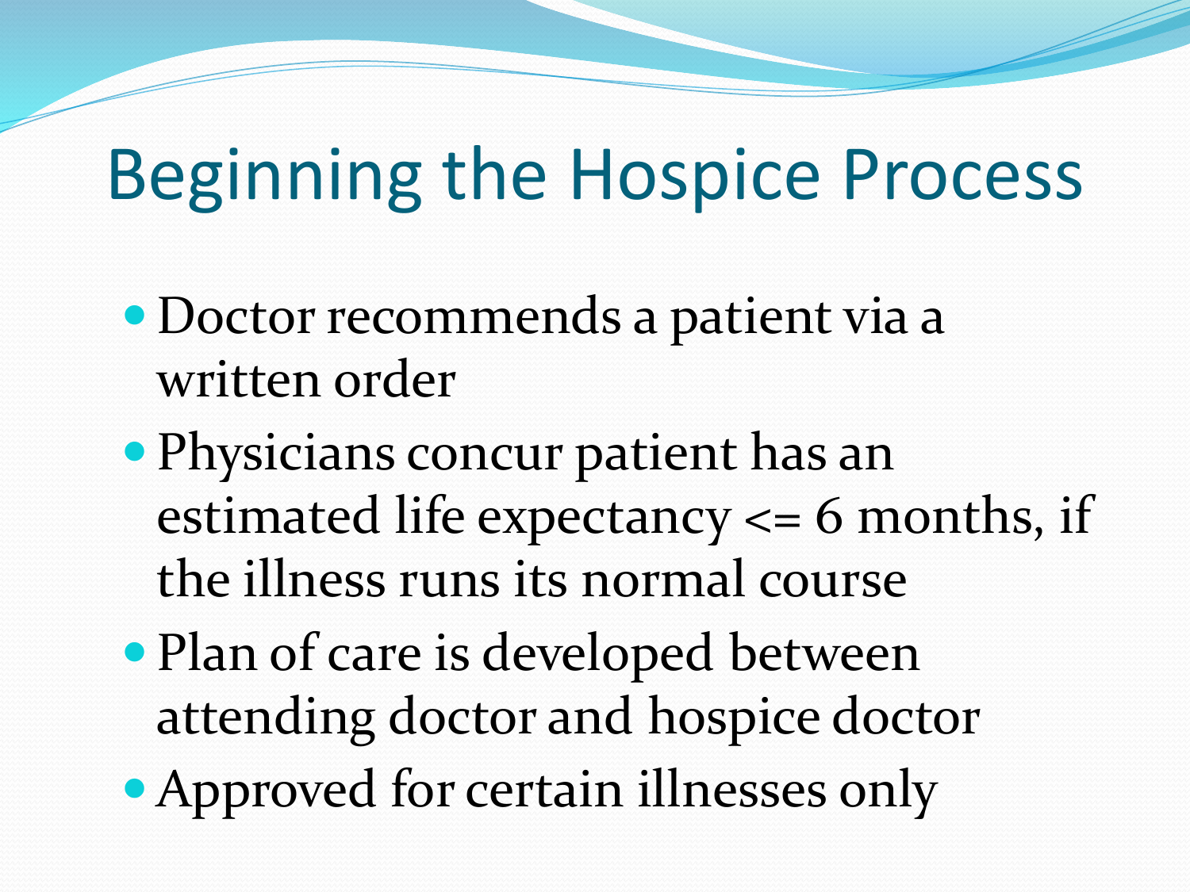# Beginning the Hospice Process

- Doctor recommends a patient via a written order
- Physicians concur patient has an estimated life expectancy <= 6 months, if the illness runs its normal course
- Plan of care is developed between attending doctor and hospice doctor
- Approved for certain illnesses only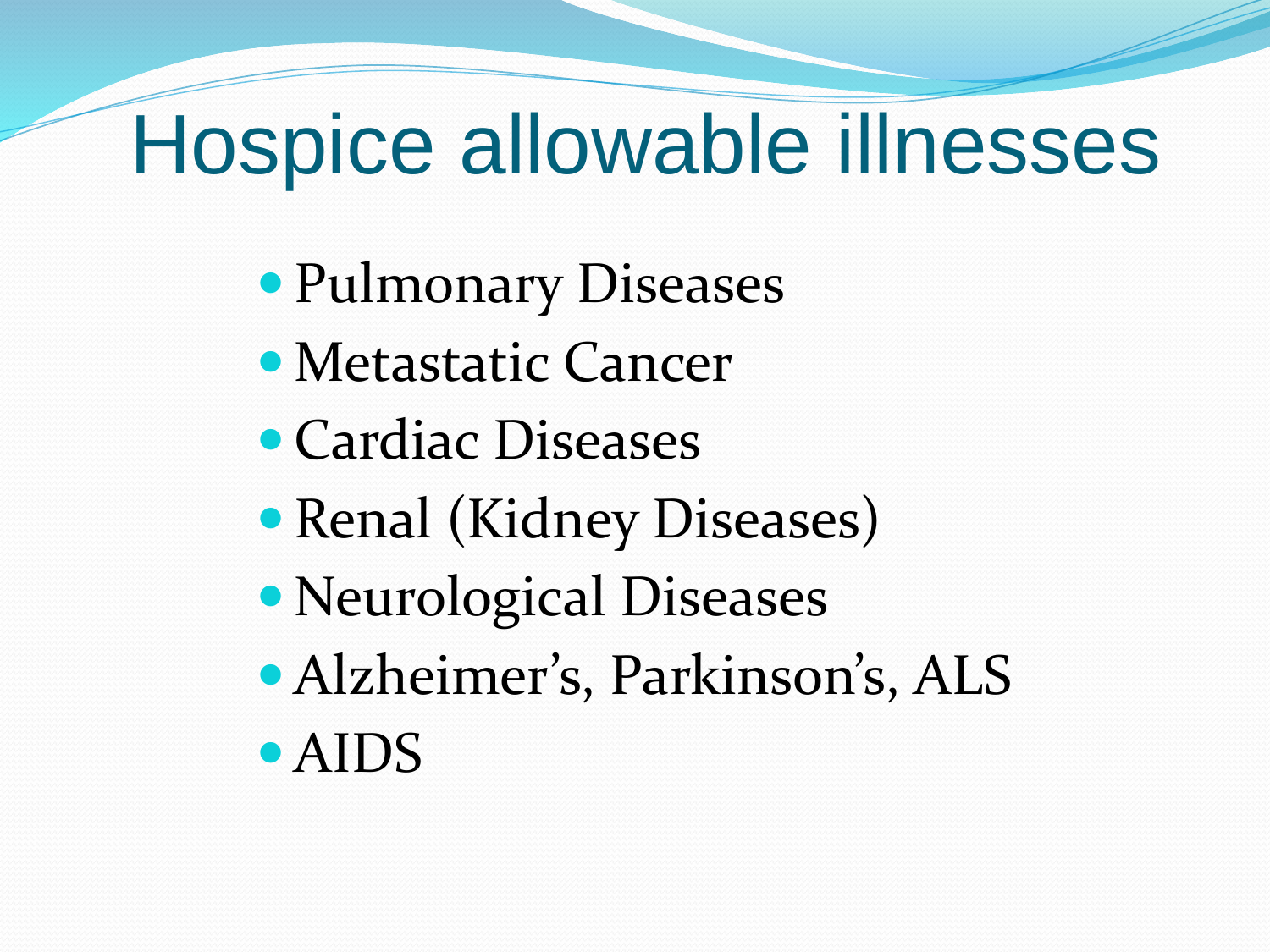# Hospice allowable illnesses

- Pulmonary Diseases
- Metastatic Cancer
- Cardiac Diseases
- Renal (Kidney Diseases)
- Neurological Diseases
- Alzheimer's, Parkinson's, ALS
- AIDS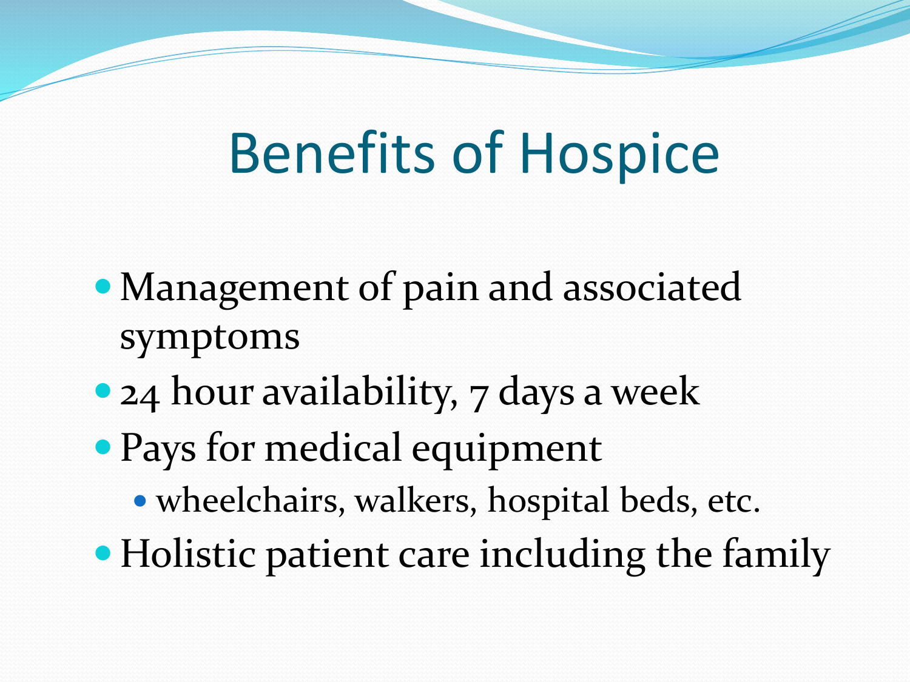# Benefits of Hospice

- Management of pain and associated symptoms
- 24 hour availability, 7 days a week
- Pays for medical equipment
  - wheelchairs, walkers, hospital beds, etc.
- Holistic patient care including the family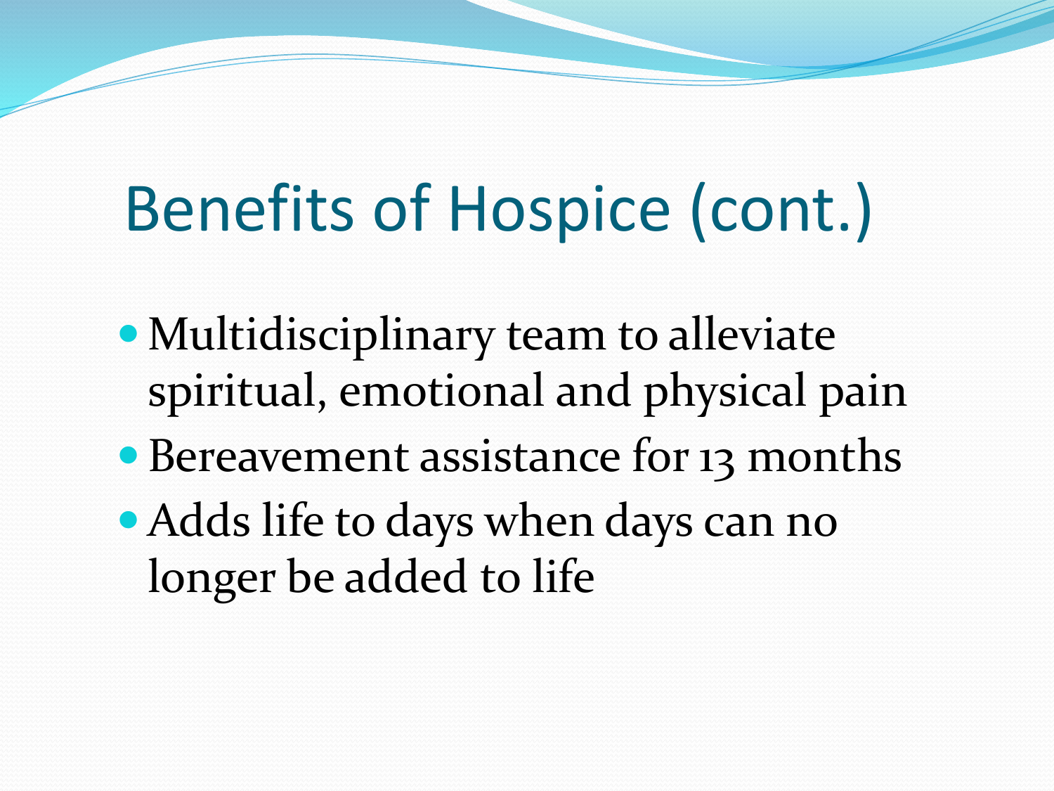# Benefits of Hospice (cont.)

- Multidisciplinary team to alleviate spiritual, emotional and physical pain
- Bereavement assistance for 13 months
- Adds life to days when days can no longer be added to life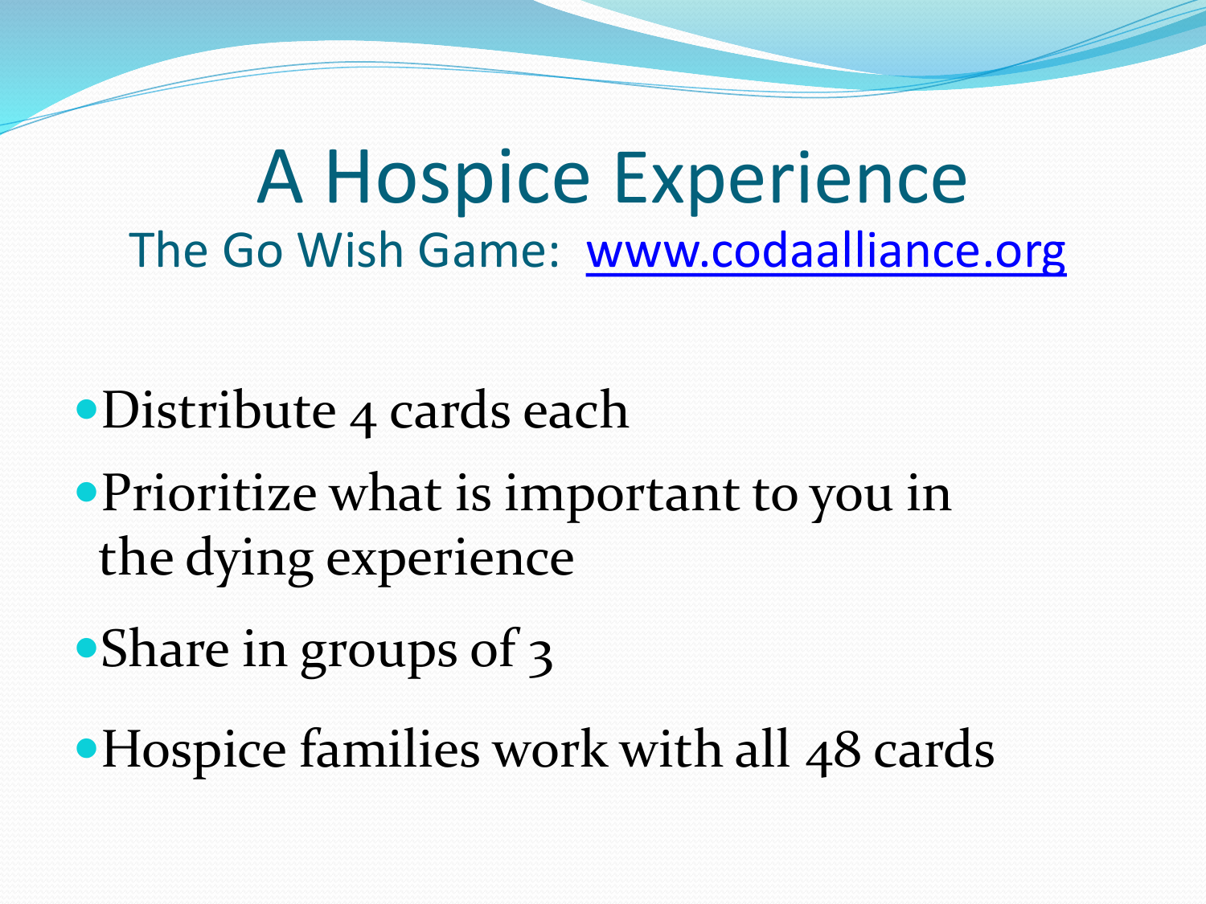# A Hospice Experience

The Go Wish Game: www.codaalliance.org

- Distribute 4 cards each
- Prioritize what is important to you in the dying experience
- Share in groups of 3
- Hospice families work with all 48 cards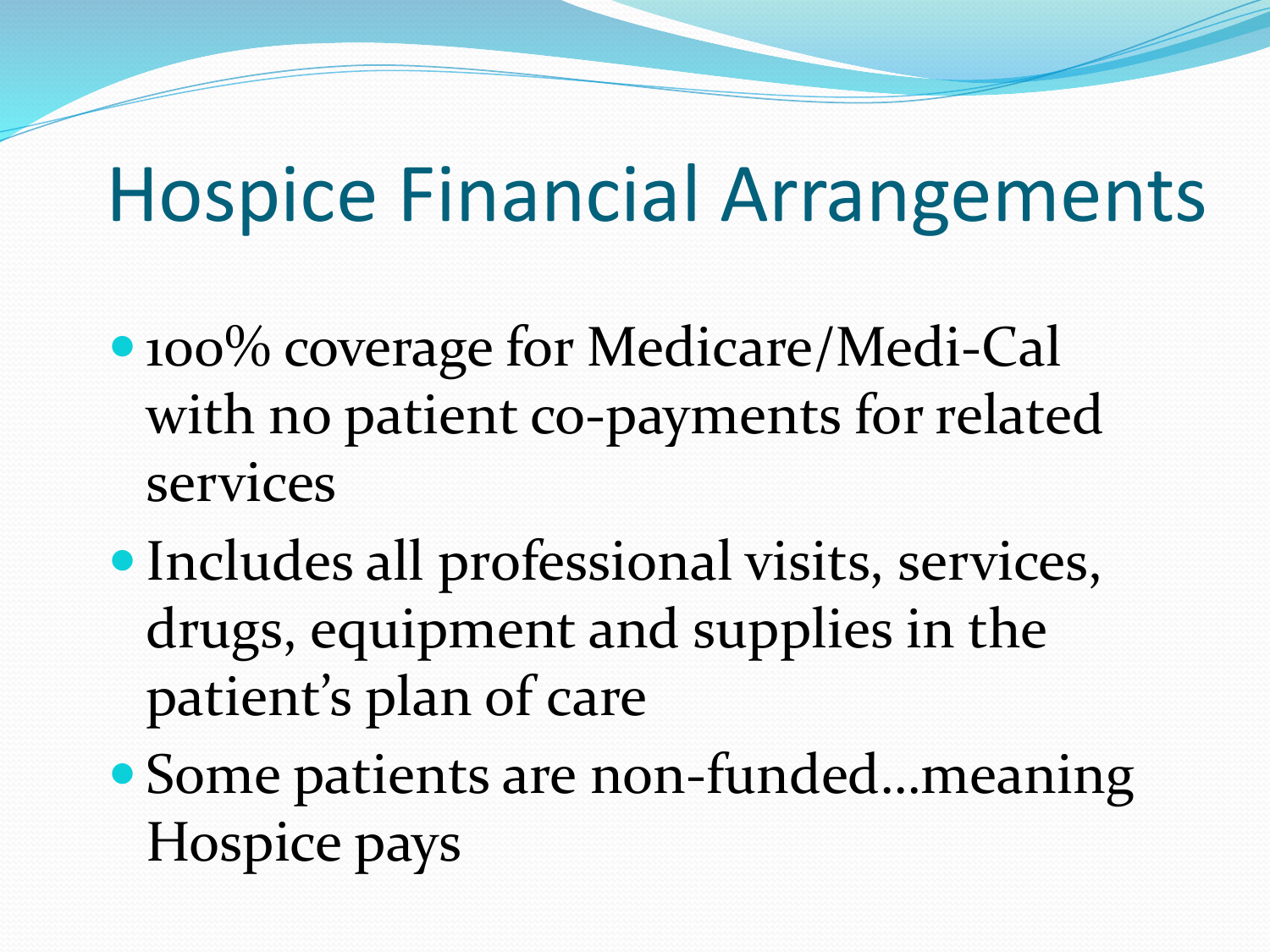# Hospice Financial Arrangements

- 100% coverage for Medicare/Medi-Cal with no patient co-payments for related services
- Includes all professional visits, services, drugs, equipment and supplies in the patient's plan of care
- Some patients are non-funded…meaning Hospice pays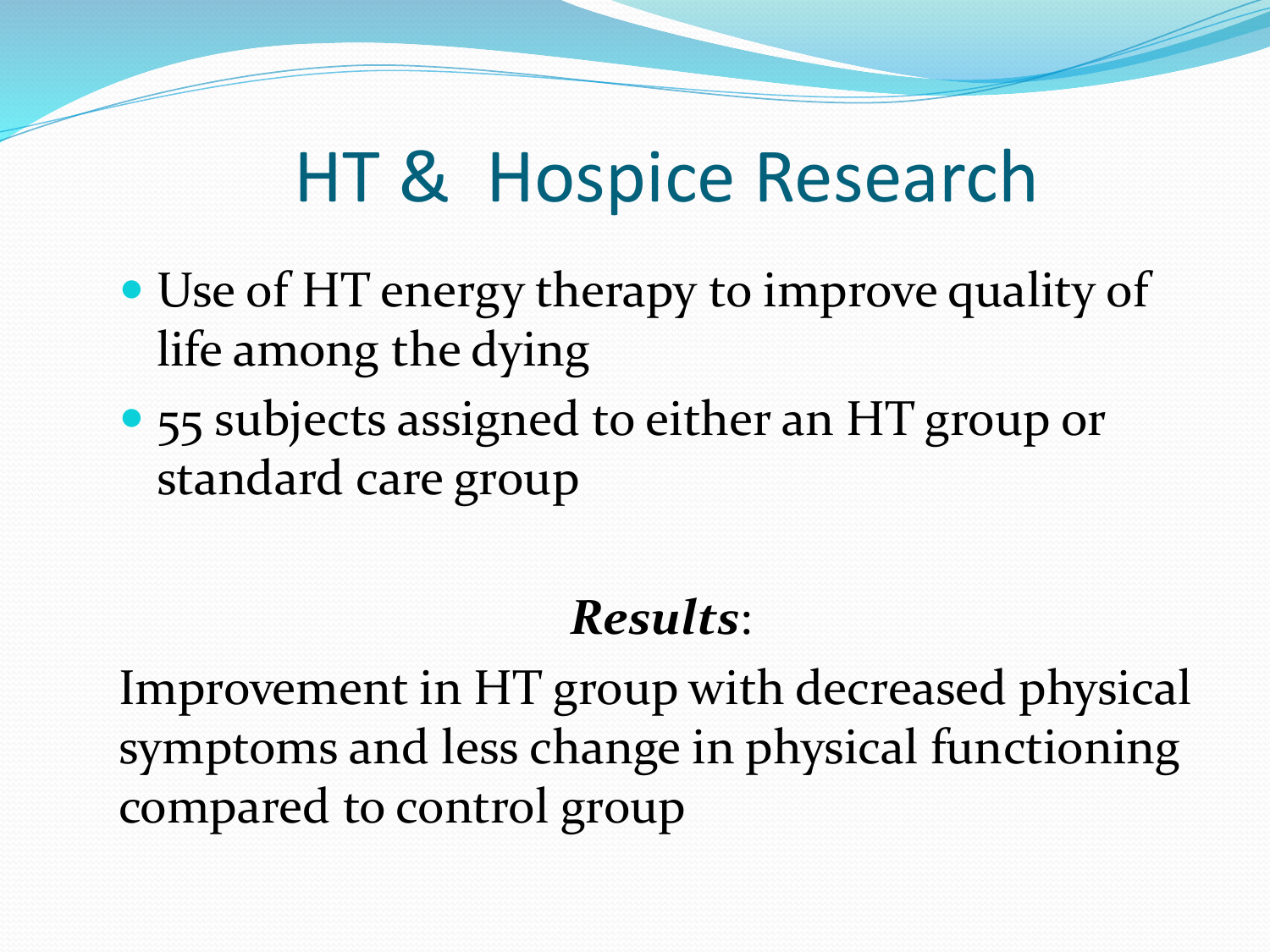# HT & Hospice Research

- Use of HT energy therapy to improve quality of life among the dying
- 55 subjects assigned to either an HT group or standard care group

***Results***:

Improvement in HT group with decreased physical symptoms and less change in physical functioning compared to control group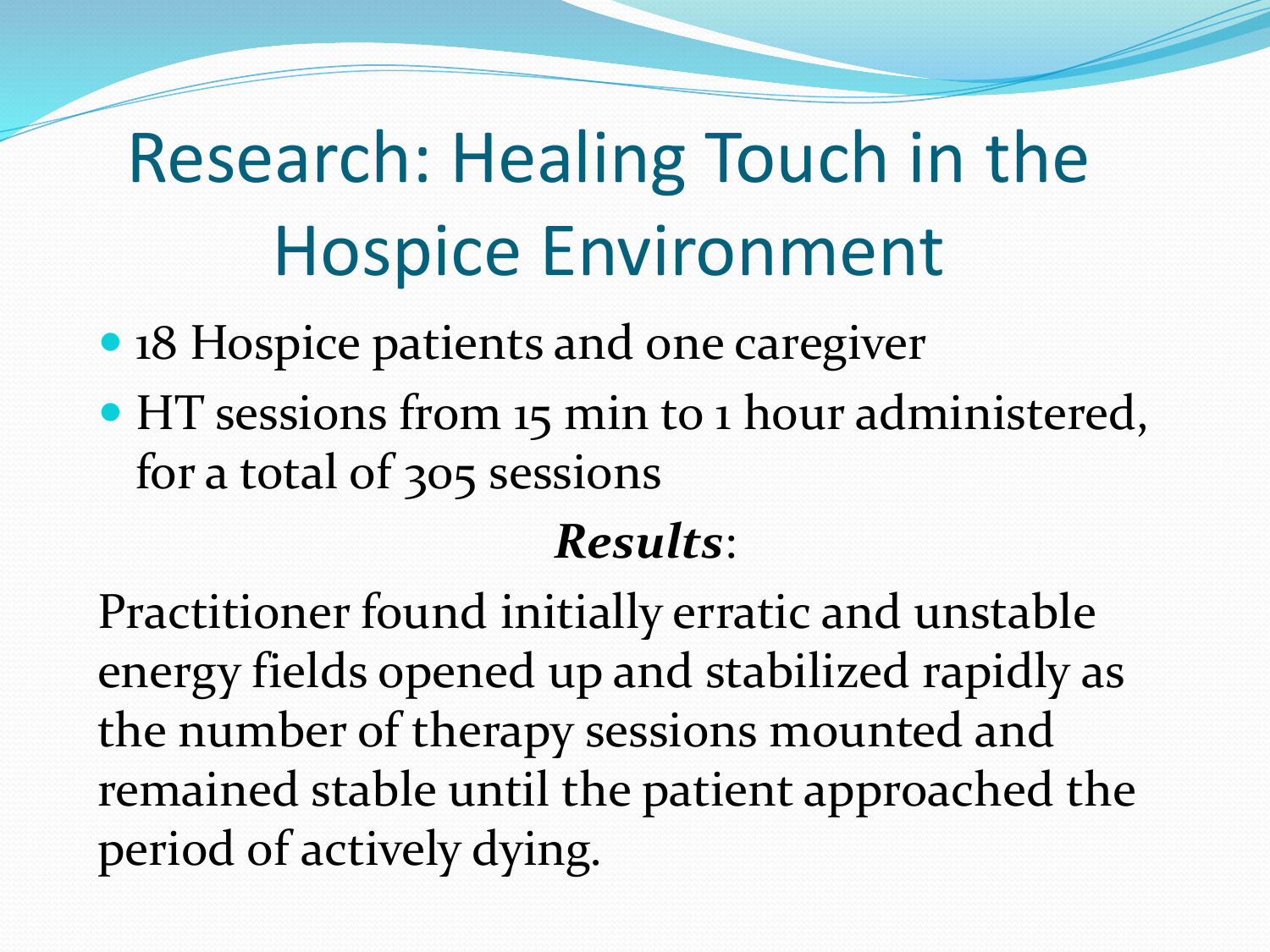# Research: Healing Touch in the Hospice Environment

- 18 Hospice patients and one caregiver
- HT sessions from 15 min to 1 hour administered, for a total of 305 sessions

***Results*:**

Practitioner found initially erratic and unstable energy fields opened up and stabilized rapidly as the number of therapy sessions mounted and remained stable until the patient approached the period of actively dying.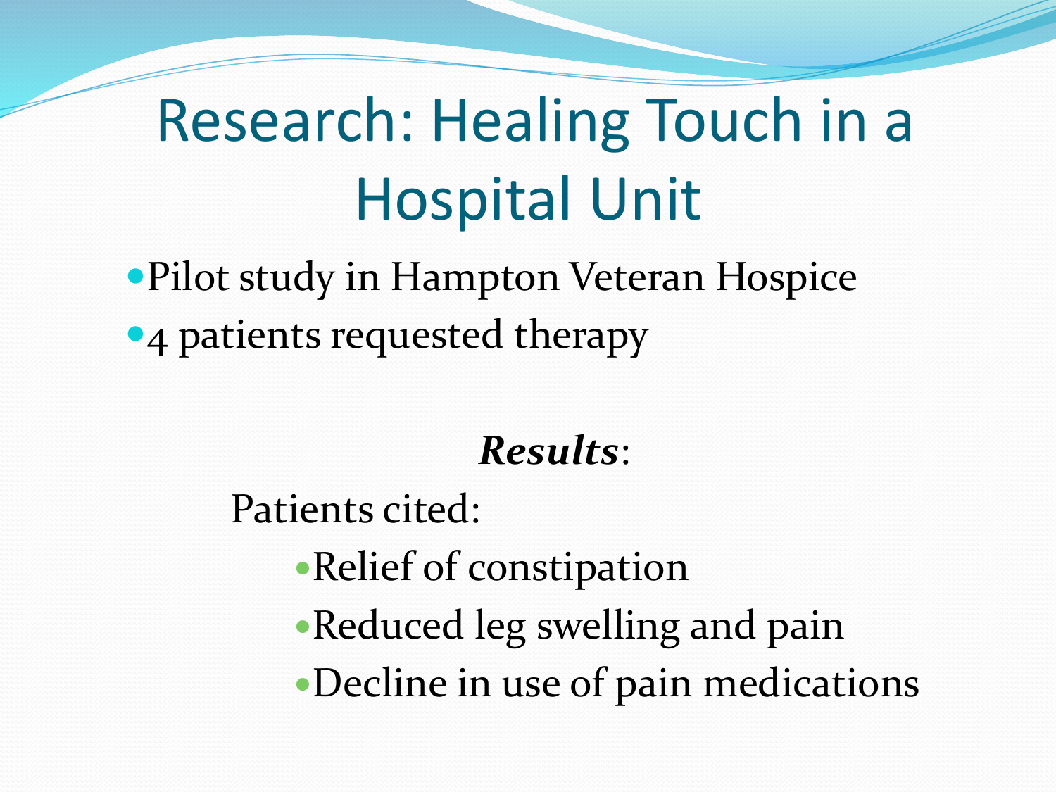# Research: Healing Touch in a Hospital Unit

- Pilot study in Hampton Veteran Hospice
- 4 patients requested therapy

***Results***:

Patients cited:

- Relief of constipation
- Reduced leg swelling and pain
- Decline in use of pain medications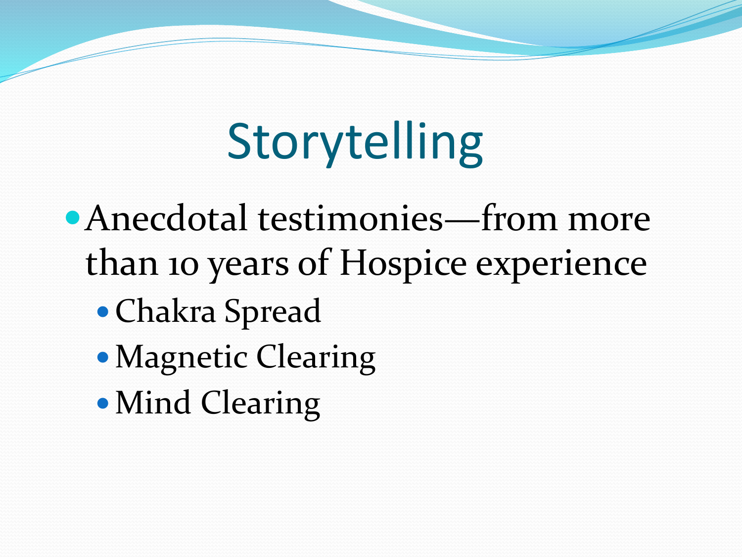# Storytelling

- Anecdotal testimonies—from more than 10 years of Hospice experience
  - Chakra Spread
  - Magnetic Clearing
  - Mind Clearing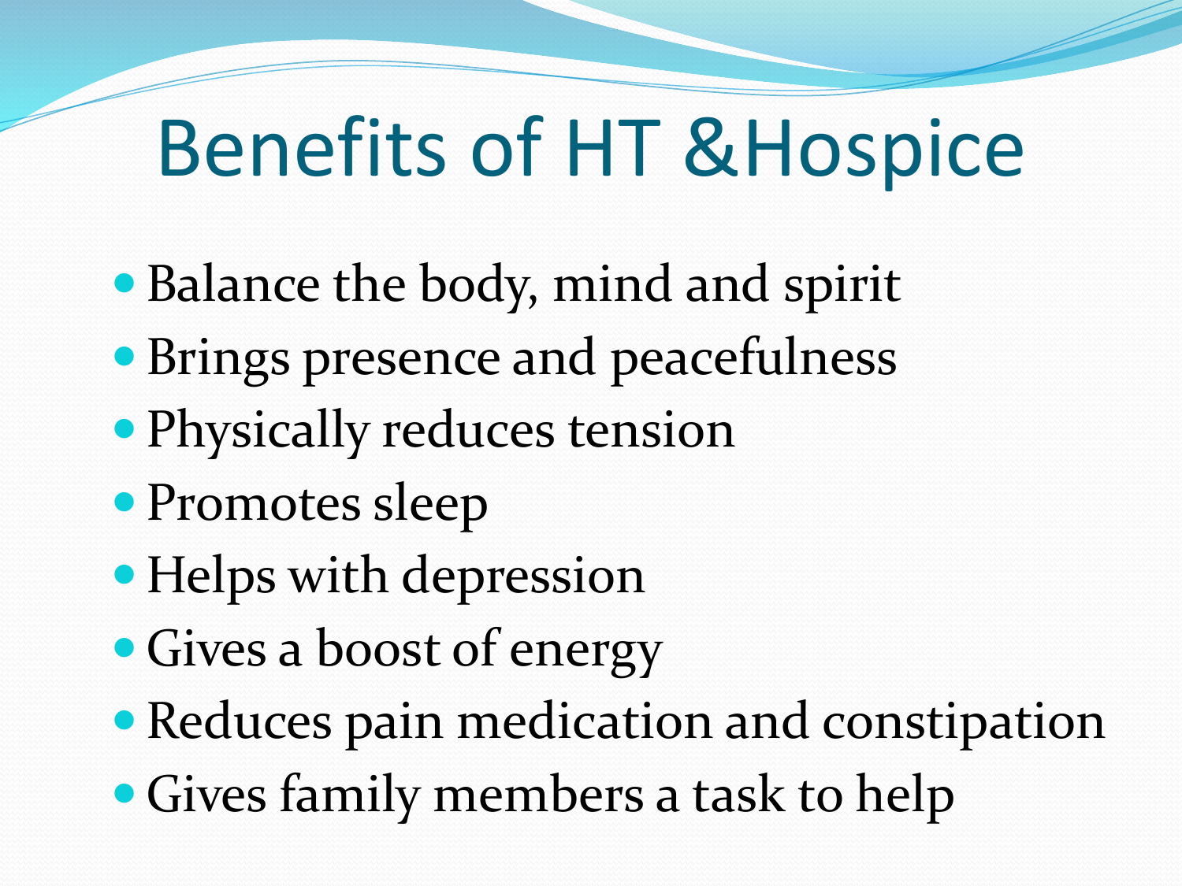# Benefits of HT &Hospice

- Balance the body, mind and spirit
- Brings presence and peacefulness
- Physically reduces tension
- Promotes sleep
- Helps with depression
- Gives a boost of energy
- Reduces pain medication and constipation
- Gives family members a task to help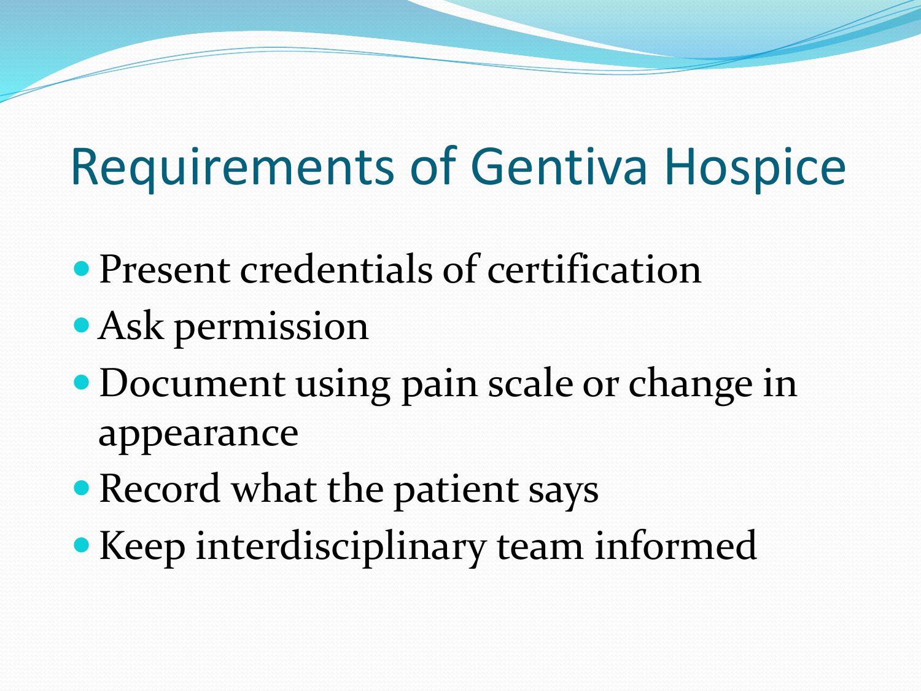# Requirements of Gentiva Hospice

- Present credentials of certification
- Ask permission
- Document using pain scale or change in appearance
- Record what the patient says
- Keep interdisciplinary team informed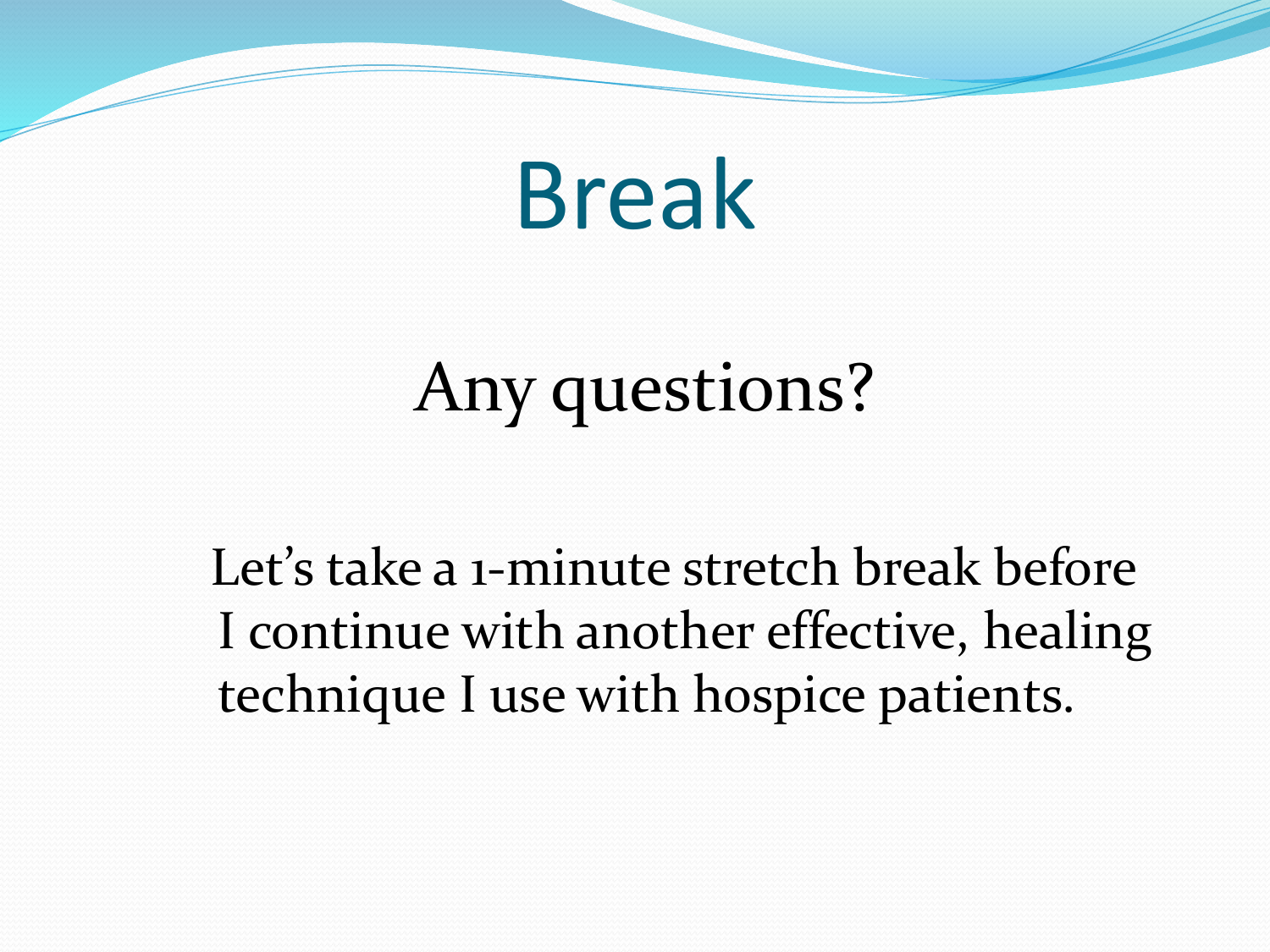# Break

## Any questions?

Let's take a 1-minute stretch break before I continue with another effective, healing technique I use with hospice patients.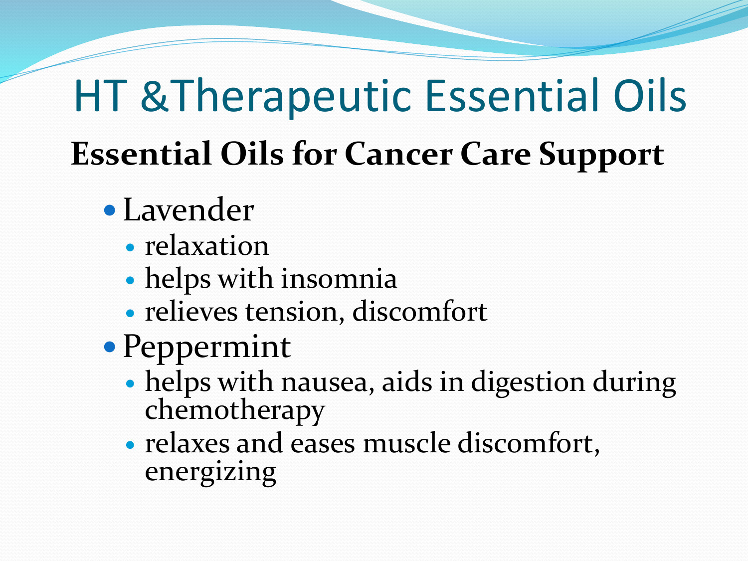# HT &Therapeutic Essential Oils

## Essential Oils for Cancer Care Support

- Lavender
  - relaxation
  - helps with insomnia
  - relieves tension, discomfort
- Peppermint
  - helps with nausea, aids in digestion during chemotherapy
  - relaxes and eases muscle discomfort, energizing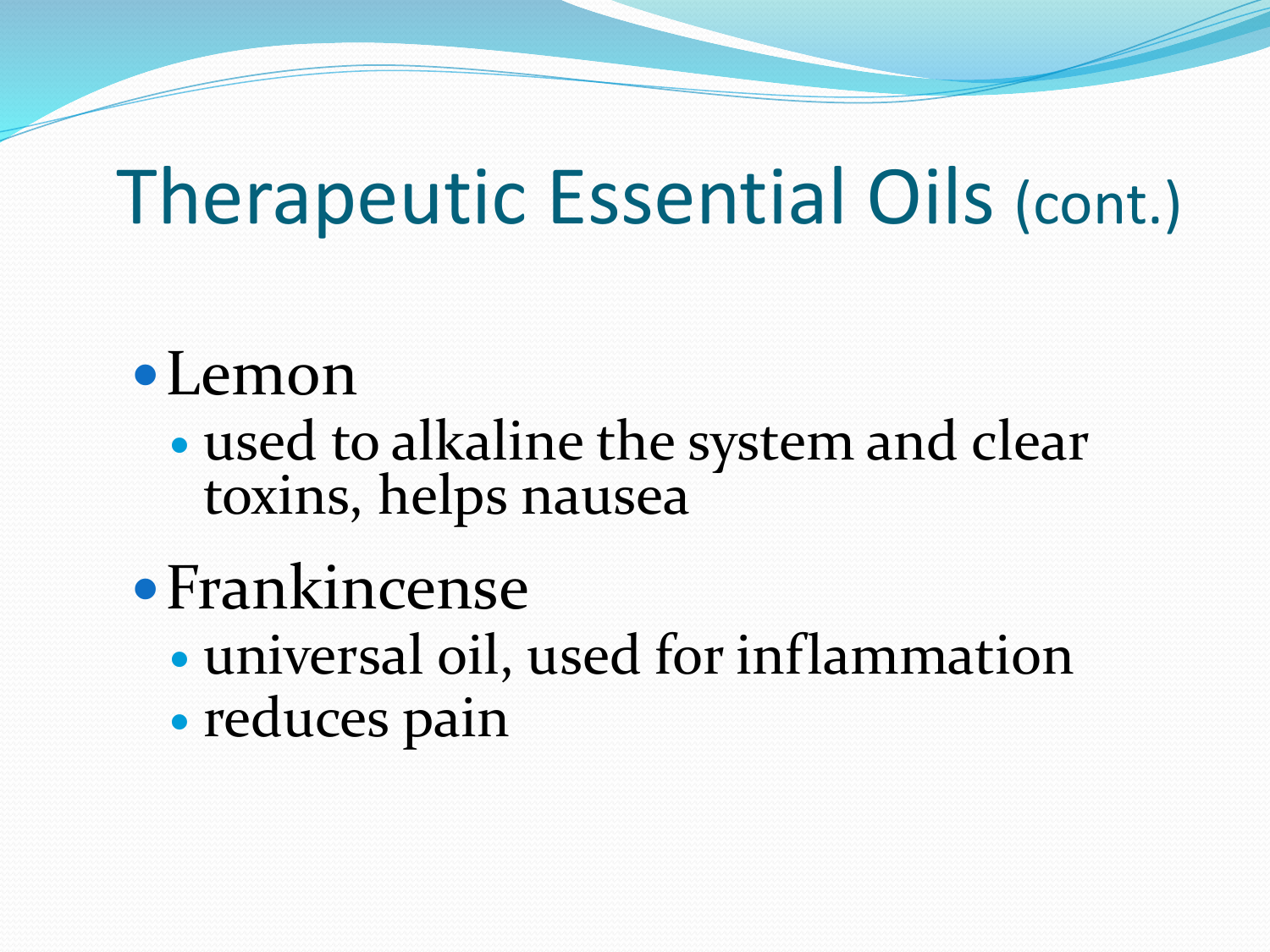# Therapeutic Essential Oils (cont.)

- Lemon
  - used to alkaline the system and clear toxins, helps nausea
- Frankincense
  - universal oil, used for inflammation
  - reduces pain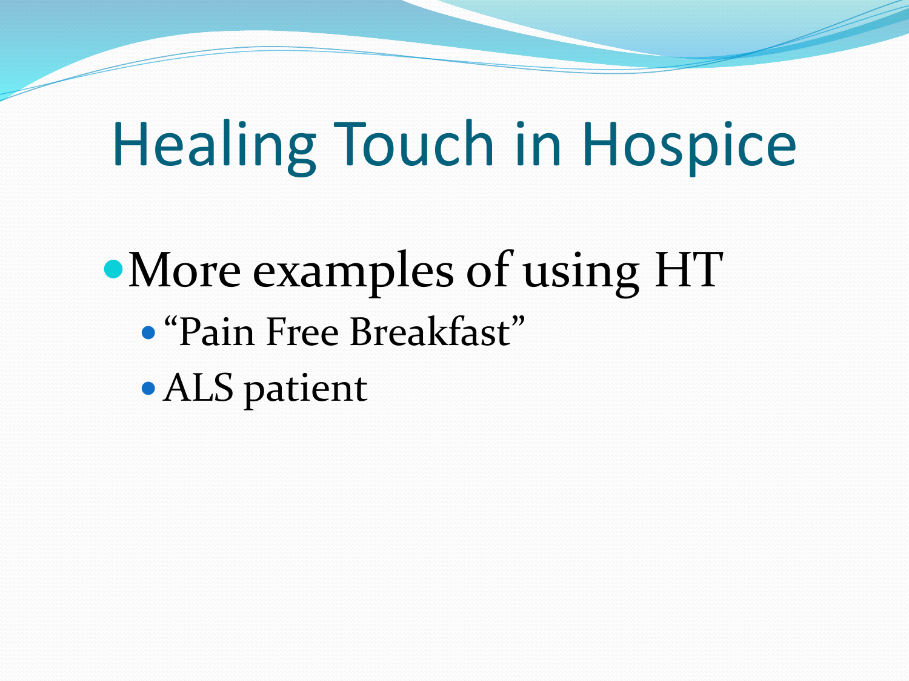# Healing Touch in Hospice

- More examples of using HT
  - “Pain Free Breakfast”
  - ALS patient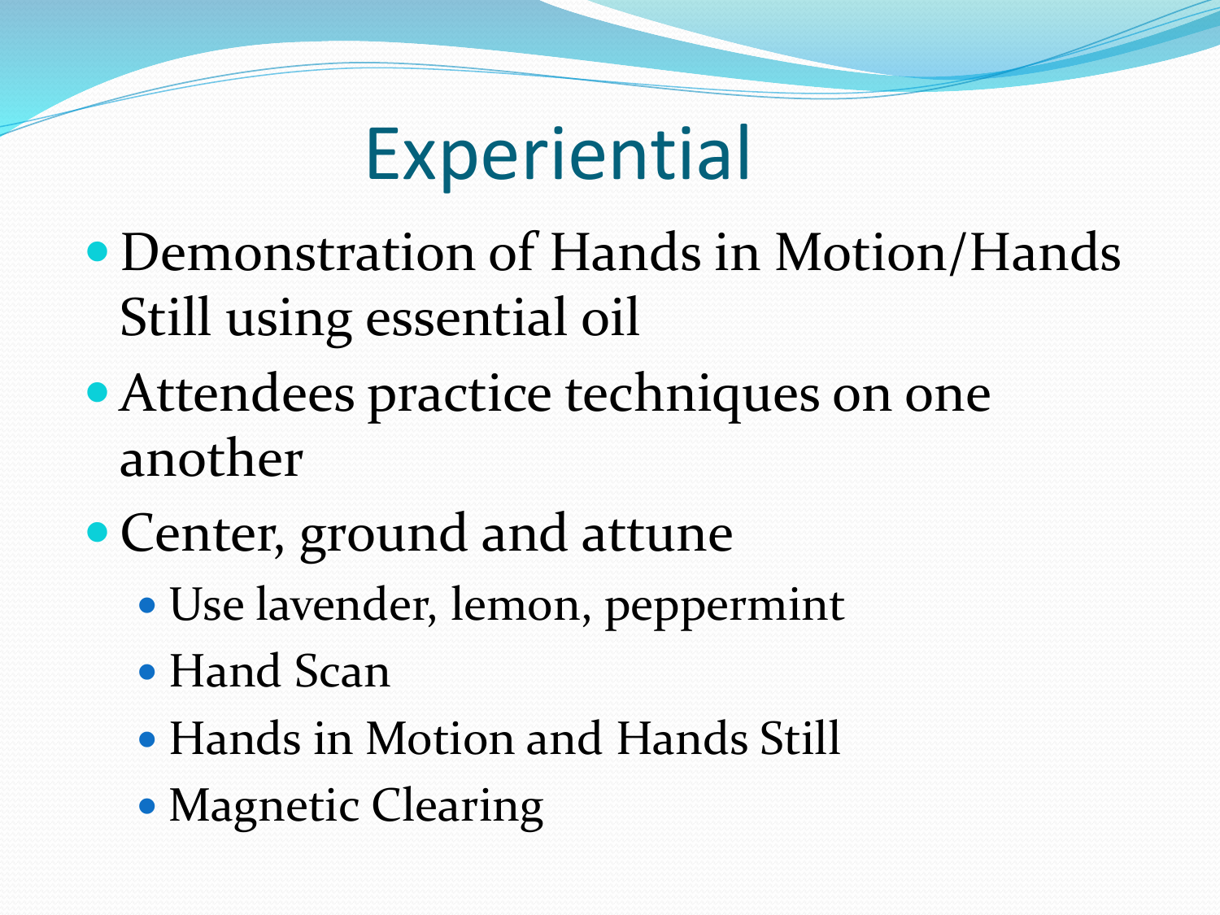# Experiential

- Demonstration of Hands in Motion/Hands Still using essential oil
- Attendees practice techniques on one another
- Center, ground and attune
  - Use lavender, lemon, peppermint
  - Hand Scan
  - Hands in Motion and Hands Still
  - Magnetic Clearing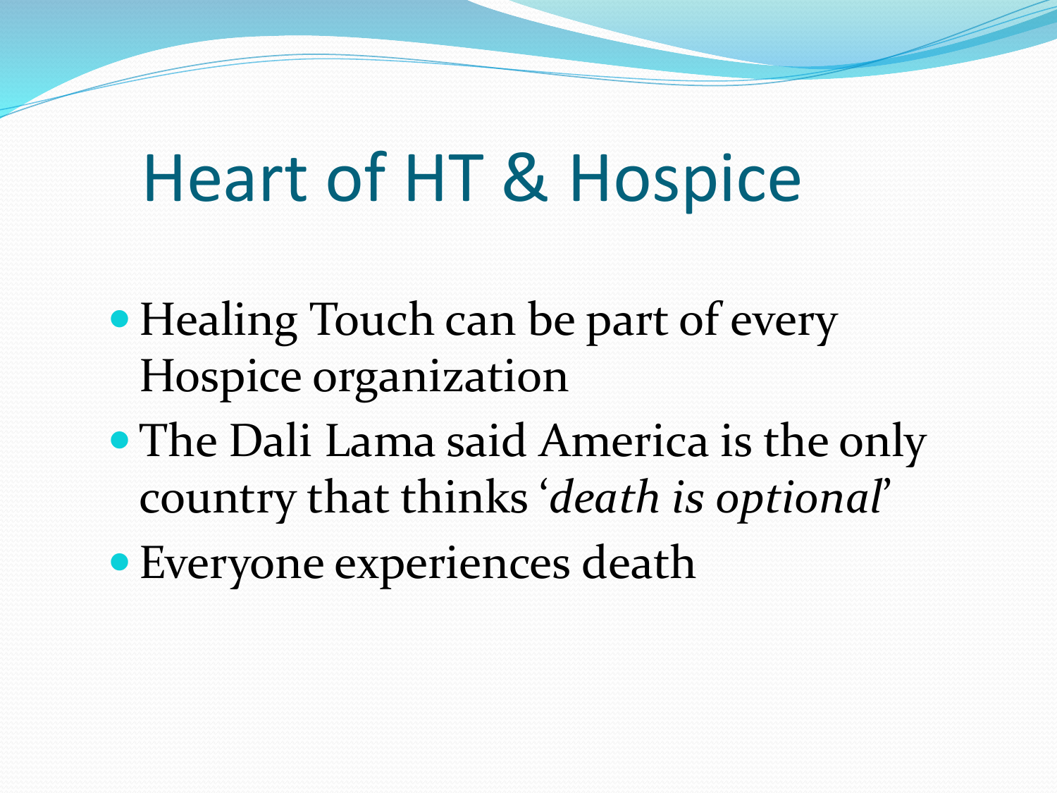# Heart of HT & Hospice

- Healing Touch can be part of every Hospice organization
- The Dali Lama said America is the only country that thinks '*death is optional*'
- Everyone experiences death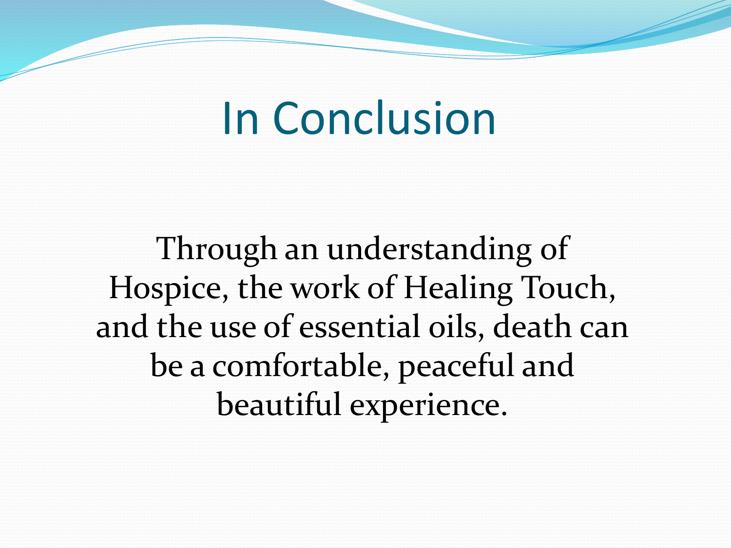# In Conclusion

Through an understanding of Hospice, the work of Healing Touch, and the use of essential oils, death can be a comfortable, peaceful and beautiful experience.